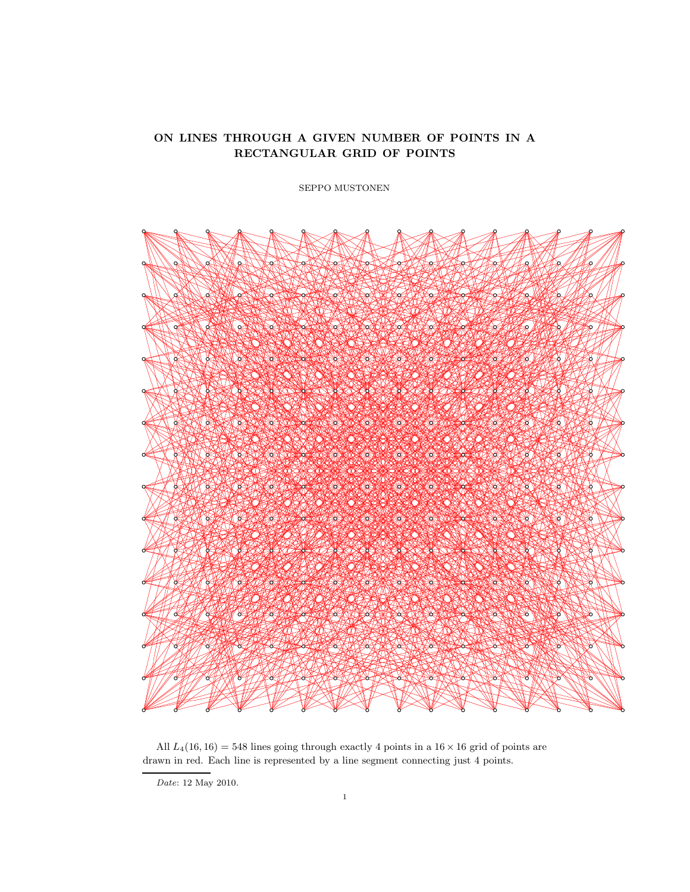# ON LINES THROUGH A GIVEN NUMBER OF POINTS IN A RECTANGULAR GRID OF POINTS

SEPPO MUSTONEN

All $L_4(16, 16) = 548$ lines going through exactly 4 points in a $16 \times 16$ grid of points are drawn in red. Each line is represented by a line segment connecting just 4 points.

*Date*: 12 May 2010.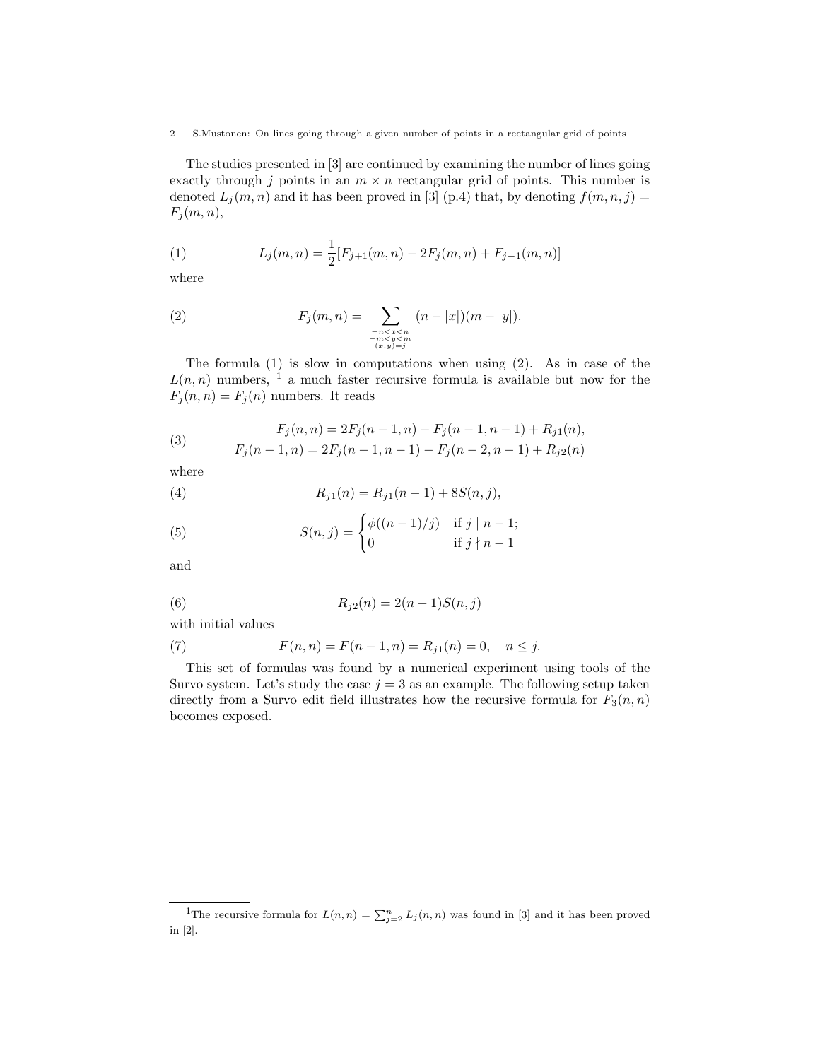The studies presented in [3] are continued by examining the number of lines going exactly through $j$ points in an $m \times n$ rectangular grid of points. This number is denoted $L_j(m,n)$ and it has been proved in [3] (p.4) that, by denoting $f(m,n,j) = F_j(m,n)$,

$$
L_j(m,n) = \frac{1}{2}[F_{j+1}(m,n) - 2F_j(m,n) + F_{j-1}(m,n)] \tag{1}
$$

where

$$
F_j(m,n) = \sum_{\substack{-n<x<n \\ -m<y<m \\ (x,y)=j}} (n-|x|)(m-|y|). \tag{2}
$$

The formula (1) is slow in computations when using (2). As in case of the $L(n,n)$ numbers, [1] a much faster recursive formula is available but now for the $F_j(n,n) = F_j(n)$ numbers. It reads

$$
\begin{aligned}
F_j(n,n) &= 2F_j(n-1,n) - F_j(n-1,n-1) + R_{j1}(n), \\
F_j(n-1,n) &= 2F_j(n-1,n-1) - F_j(n-2,n-1) + R_{j2}(n)
\end{aligned} \tag{3}
$$

where

$$
R_{j1}(n) = R_{j1}(n-1) + 8S(n,j), \tag{4}
$$

$$
S(n,j) = \begin{cases} \phi((n-1)/j) & \text{if } j \mid n-1; \\ 0 & \text{if } j \nmid n-1 \end{cases} \tag{5}
$$

and

$$
R_{j2}(n) = 2(n-1)S(n,j) \tag{6}
$$

with initial values

$$
F(n,n) = F(n-1,n) = R_{j1}(n) = 0, \quad n \le j. \tag{7}
$$

This set of formulas was found by a numerical experiment using tools of the Survo system. Let's study the case $j = 3$ as an example. The following setup taken directly from a Survo edit field illustrates how the recursive formula for $F_3(n,n)$ becomes exposed.

[1] The recursive formula for $L(n,n) = \sum_{j=2}^{n} L_j(n,n)$ was found in [3] and it has been proved in [2].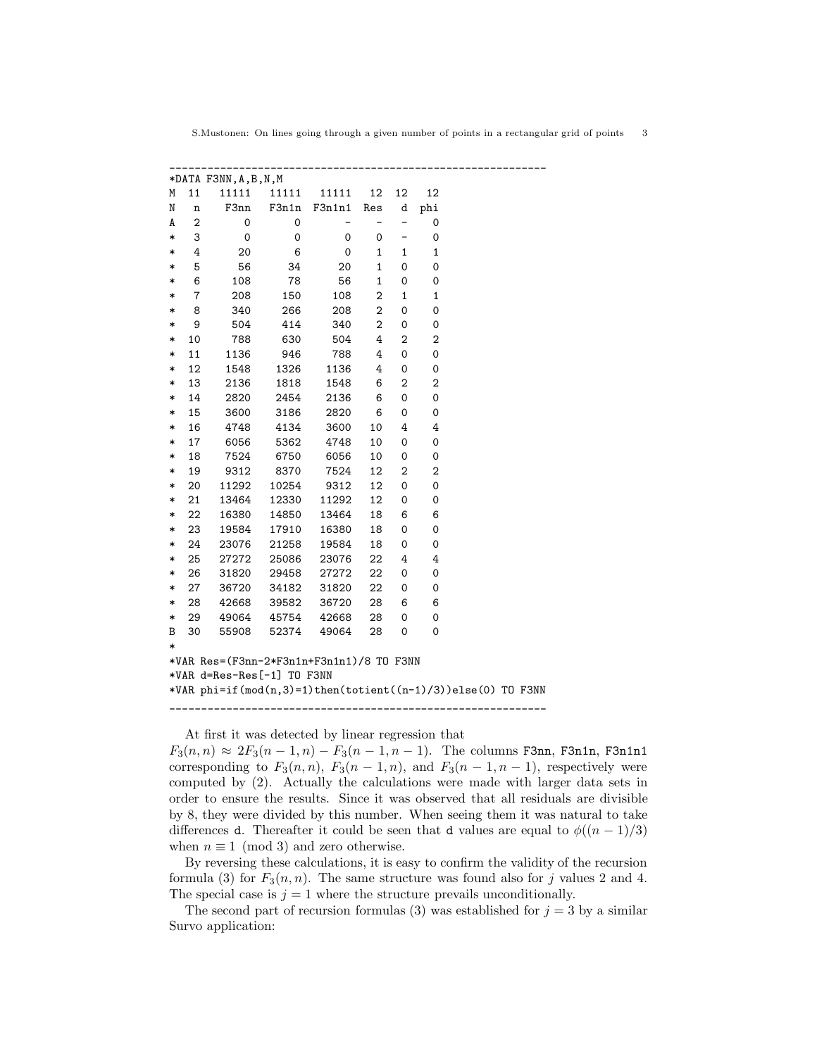```
-------------------------------------------------------------
*DATA F3NN,A,B,N,M
M   11   11111   11111   11111   12  12   12
N    n    F3nn    F3n1n  F3n1n1  Res   d  phi
A    2       0       0       -     -   -    0
*    3       0       0       0     0   -    0
*    4      20       6       0     1   1    1
*    5      56      34      20     1   0    0
*    6     108      78      56     1   0    0
*    7     208     150     108     2   1    1
*    8     340     266     208     2   0    0
*    9     504     414     340     2   0    0
*   10     788     630     504     4   2    2
*   11    1136     946     788     4   0    0
*   12    1548    1326    1136     4   0    0
*   13    2136    1818    1548     6   2    2
*   14    2820    2454    2136     6   0    0
*   15    3600    3186    2820     6   0    0
*   16    4748    4134    3600    10   4    4
*   17    6056    5362    4748    10   0    0
*   18    7524    6750    6056    10   0    0
*   19    9312    8370    7524    12   2    2
*   20   11292   10254    9312    12   0    0
*   21   13464   12330   11292    12   0    0
*   22   16380   14850   13464    18   6    6
*   23   19584   17910   16380    18   0    0
*   24   23076   21258   19584    18   0    0
*   25   27272   25086   23076    22   4    4
*   26   31820   29458   27272    22   0    0
*   27   36720   34182   31820    22   0    0
*   28   42668   39582   36720    28   6    6
*   29   49064   45754   42668    28   0    0
B   30   55908   52374   49064    28   0    0
*
*VAR Res=(F3nn-2*F3n1n+F3n1n1)/8 TO F3NN
*VAR d=Res-Res[-1] TO F3NN
*VAR phi=if(mod(n,3)=1)then(totient((n-1)/3))else(0) TO F3NN
-------------------------------------------------------------
```

At first it was detected by linear regression that $F_3(n,n) \approx 2F_3(n-1,n) - F_3(n-1,n-1)$. The columns F3nn, F3n1n, F3n1n1 corresponding to $F_3(n,n)$, $F_3(n-1,n)$, and $F_3(n-1,n-1)$, respectively were computed by (2). Actually the calculations were made with larger data sets in order to ensure the results. Since it was observed that all residuals are divisible by 8, they were divided by this number. When seeing them it was natural to take differences d. Thereafter it could be seen that d values are equal to $\phi((n-1)/3)$ when $n \equiv 1 \pmod 3$ and zero otherwise.

By reversing these calculations, it is easy to confirm the validity of the recursion formula (3) for $F_3(n,n)$. The same structure was found also for $j$ values 2 and 4. The special case is $j = 1$ where the structure prevails unconditionally.

The second part of recursion formulas (3) was established for $j = 3$ by a similar Survo application: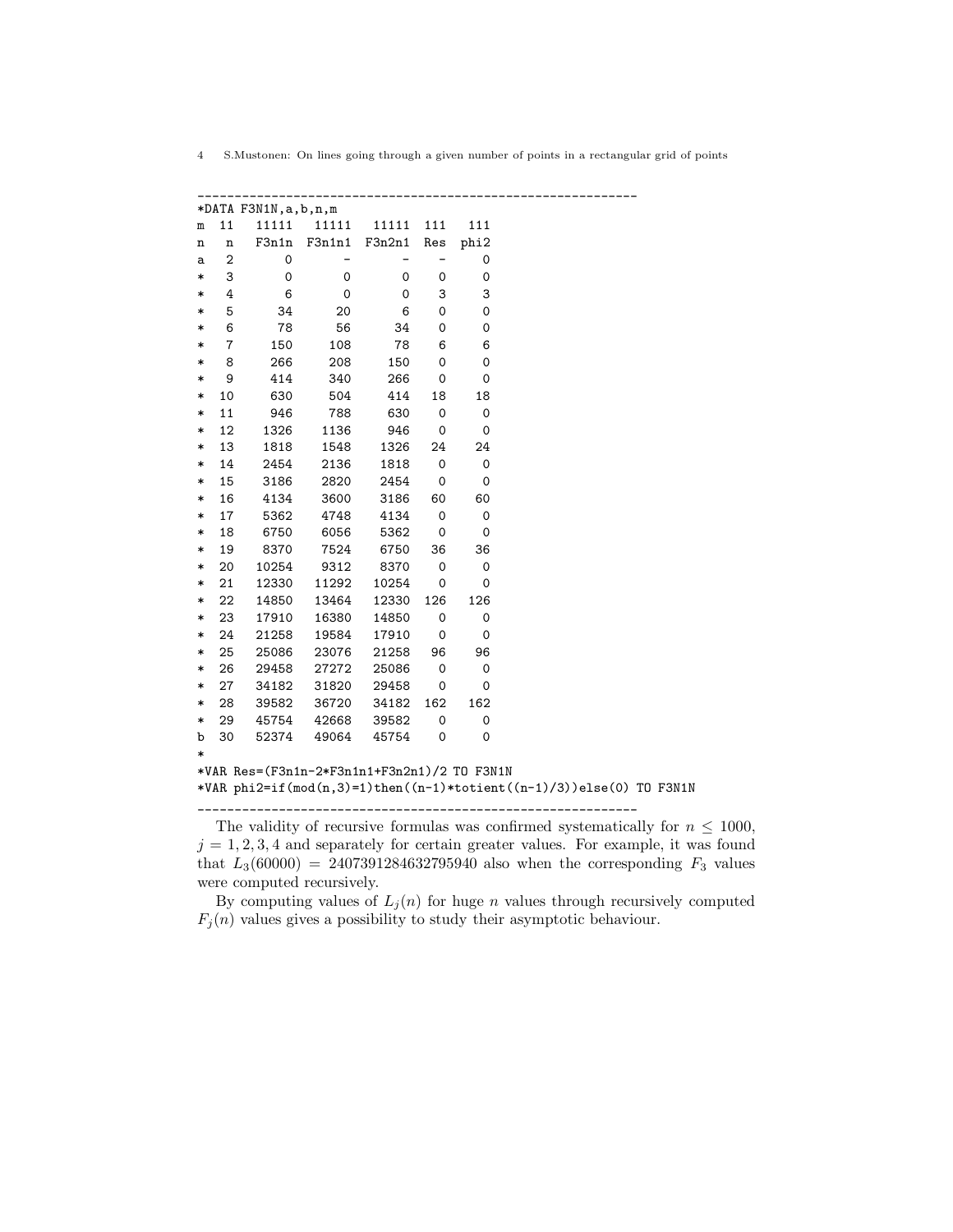```
____________________________________________________________
*DATA F3N1N,a,b,n,m
m   11   11111   11111   11111  111   111
n    n   F3n1n  F3n1n1  F3n2n1  Res  phi2
a    2       0       -       -    -     0
*    3       0       0       0    0     0
*    4       6       0       0    3     3
*    5      34      20       6    0     0
*    6      78      56      34    0     0
*    7     150     108      78    6     6
*    8     266     208     150    0     0
*    9     414     340     266    0     0
*   10     630     504     414   18    18
*   11     946     788     630    0     0
*   12    1326    1136     946    0     0
*   13    1818    1548    1326   24    24
*   14    2454    2136    1818    0     0
*   15    3186    2820    2454    0     0
*   16    4134    3600    3186   60    60
*   17    5362    4748    4134    0     0
*   18    6750    6056    5362    0     0
*   19    8370    7524    6750   36    36
*   20   10254    9312    8370    0     0
*   21   12330   11292   10254    0     0
*   22   14850   13464   12330  126   126
*   23   17910   16380   14850    0     0
*   24   21258   19584   17910    0     0
*   25   25086   23076   21258   96    96
*   26   29458   27272   25086    0     0
*   27   34182   31820   29458    0     0
*   28   39582   36720   34182  162   162
*   29   45754   42668   39582    0     0
b   30   52374   49064   45754    0     0
*
*VAR Res=(F3n1n-2*F3n1n1+F3n2n1)/2 TO F3N1N
*VAR phi2=if(mod(n,3)=1)then((n-1)*totient((n-1)/3))else(0) TO F3N1N
____________________________________________________________
```

The validity of recursive formulas was confirmed systematically for $n \leq 1000$, $j = 1, 2, 3, 4$ and separately for certain greater values. For example, it was found that $L_3(60000) = 2407391284632795940$ also when the corresponding $F_3$ values were computed recursively.

By computing values of $L_j(n)$ for huge $n$ values through recursively computed $F_j(n)$ values gives a possibility to study their asymptotic behaviour.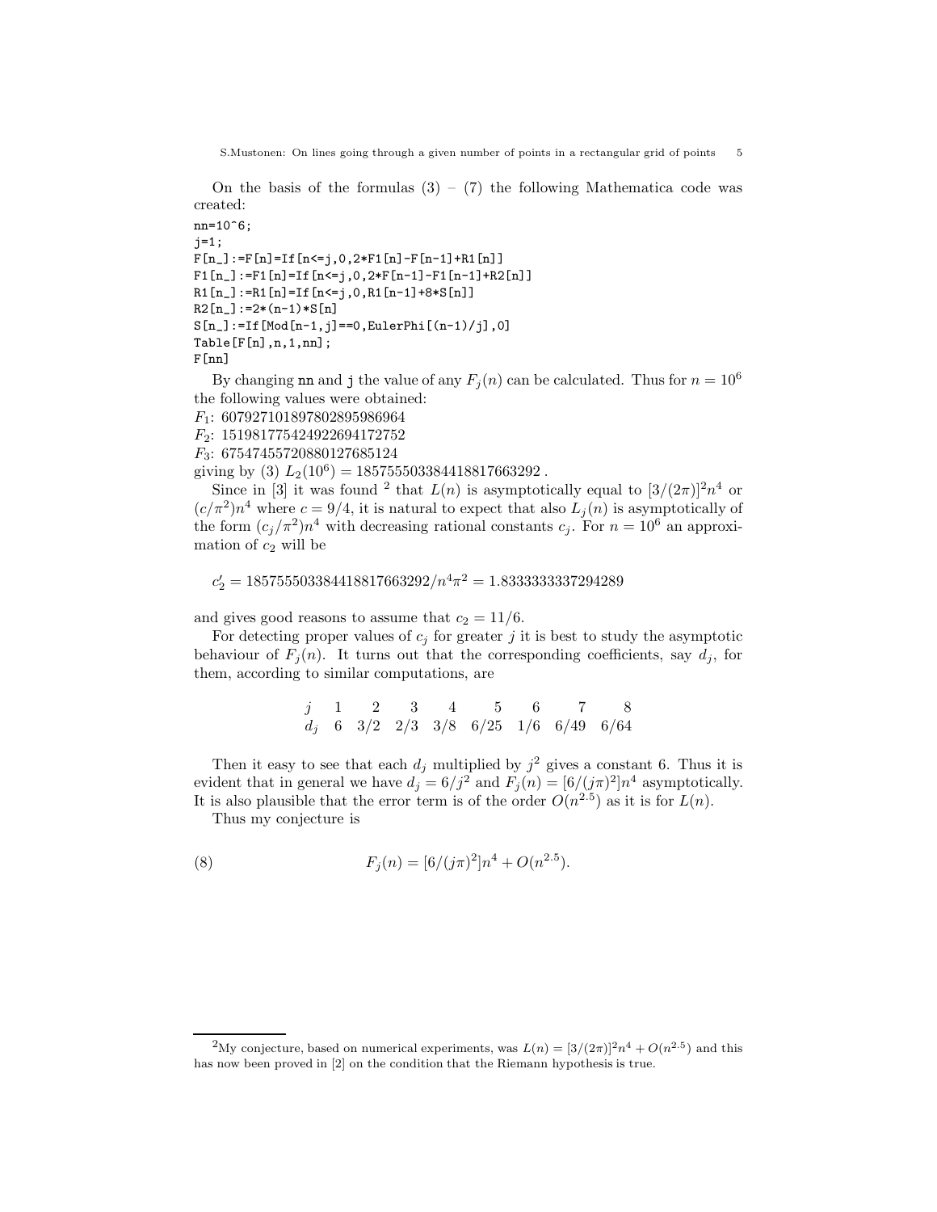On the basis of the formulas (3) – (7) the following Mathematica code was created:

```
nn=10^6;
j=1;
F[n_]:=F[n]=If[n<=j,0,2*F1[n]-F[n-1]+R1[n]]
F1[n_]:=F1[n]=If[n<=j,0,2*F[n-1]-F1[n-1]+R2[n]]
R1[n_]:=R1[n]=If[n<=j,0,R1[n-1]+8*S[n]]
R2[n_]:=2*(n-1)*S[n]
S[n_]:=If[Mod[n-1,j]==0,EulerPhi[(n-1)/j],0]
Table[F[n],n,1,nn];
F[nn]
```

By changing `nn` and `j` the value of any $F_j(n)$ can be calculated. Thus for $n = 10^6$ the following values were obtained:
$F_1$: 607927101897802895986964
$F_2$: 151981775424922694172752
$F_3$: 67547455720880127685124
giving by (3) $L_2(10^6) = 185755503384418817663292$ .

Since in [3] it was found [2] that $L(n)$ is asymptotically equal to $[3/(2\pi)]^2 n^4$ or $(c/\pi^2)n^4$ where $c = 9/4$, it is natural to expect that also $L_j(n)$ is asymptotically of the form $(c_j/\pi^2)n^4$ with decreasing rational constants $c_j$. For $n = 10^6$ an approximation of $c_2$ will be

$$c_2' = 185755503384418817663292/n^4\pi^2 = 1.8333333337294289$$

and gives good reasons to assume that $c_2 = 11/6$.

For detecting proper values of $c_j$ for greater $j$ it is best to study the asymptotic behaviour of $F_j(n)$. It turns out that the corresponding coefficients, say $d_j$, for them, according to similar computations, are

| $j$ | 1 | 2 | 3 | 4 | 5 | 6 | 7 | 8 |
|---|---|---|---|---|---|---|---|---|
| $d_j$ | 6 | 3/2 | 2/3 | 3/8 | 6/25 | 1/6 | 6/49 | 6/64 |

Then it easy to see that each $d_j$ multiplied by $j^2$ gives a constant 6. Thus it is evident that in general we have $d_j = 6/j^2$ and $F_j(n) = [6/(j\pi)^2]n^4$ asymptotically. It is also plausible that the error term is of the order $O(n^{2.5})$ as it is for $L(n)$.

Thus my conjecture is

$$F_j(n) = [6/(j\pi)^2]n^4 + O(n^{2.5}). \tag{8}$$

[2] My conjecture, based on numerical experiments, was $L(n) = [3/(2\pi)]^2 n^4 + O(n^{2.5})$ and this has now been proved in [2] on the condition that the Riemann hypothesis is true.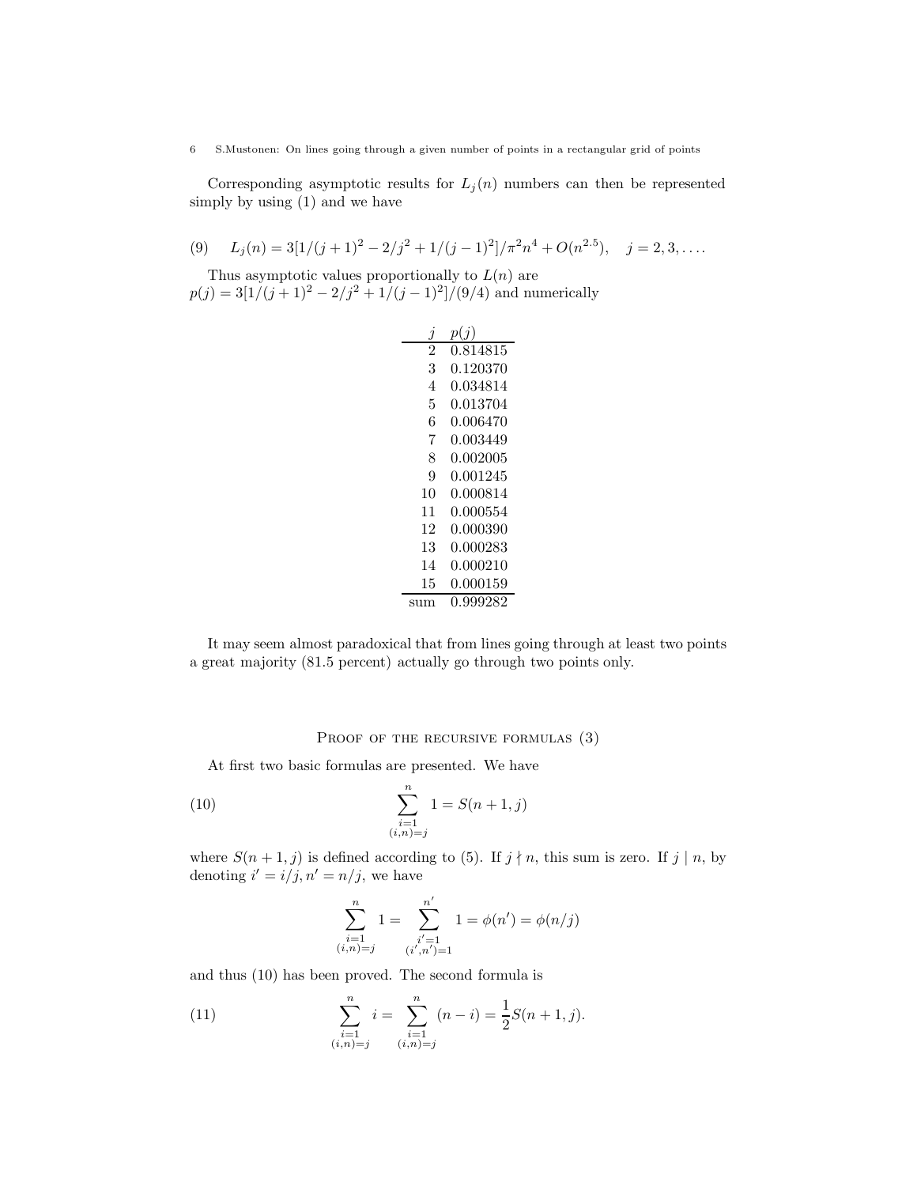Corresponding asymptotic results for $L_j(n)$ numbers can then be represented simply by using (1) and we have

$$L_j(n) = 3[1/(j+1)^2 - 2/j^2 + 1/(j-1)^2]/\pi^2 n^4 + O(n^{2.5}), \quad j = 2, 3, \ldots. \tag{9}$$

Thus asymptotic values proportionally to $L(n)$ are
$p(j) = 3[1/(j+1)^2 - 2/j^2 + 1/(j-1)^2]/(9/4)$ and numerically

| $j$ | $p(j)$ |
|---|---|
| 2 | 0.814815 |
| 3 | 0.120370 |
| 4 | 0.034814 |
| 5 | 0.013704 |
| 6 | 0.006470 |
| 7 | 0.003449 |
| 8 | 0.002005 |
| 9 | 0.001245 |
| 10 | 0.000814 |
| 11 | 0.000554 |
| 12 | 0.000390 |
| 13 | 0.000283 |
| 14 | 0.000210 |
| 15 | 0.000159 |
| sum | 0.999282 |

It may seem almost paradoxical that from lines going through at least two points a great majority (81.5 percent) actually go through two points only.

## Proof of the recursive formulas (3)

At first two basic formulas are presented. We have

$$\sum_{\substack{i=1 \\ (i,n)=j}}^{n} 1 = S(n+1, j) \tag{10}$$

where $S(n+1, j)$ is defined according to (5). If $j \nmid n$, this sum is zero. If $j \mid n$, by denoting $i' = i/j, n' = n/j$, we have

$$\sum_{\substack{i=1 \\ (i,n)=j}}^{n} 1 = \sum_{\substack{i'=1 \\ (i',n')=1}}^{n'} 1 = \phi(n') = \phi(n/j)$$

and thus (10) has been proved. The second formula is

$$\sum_{\substack{i=1 \\ (i,n)=j}}^{n} i = \sum_{\substack{i=1 \\ (i,n)=j}}^{n} (n-i) = \frac{1}{2} S(n+1, j). \tag{11}$$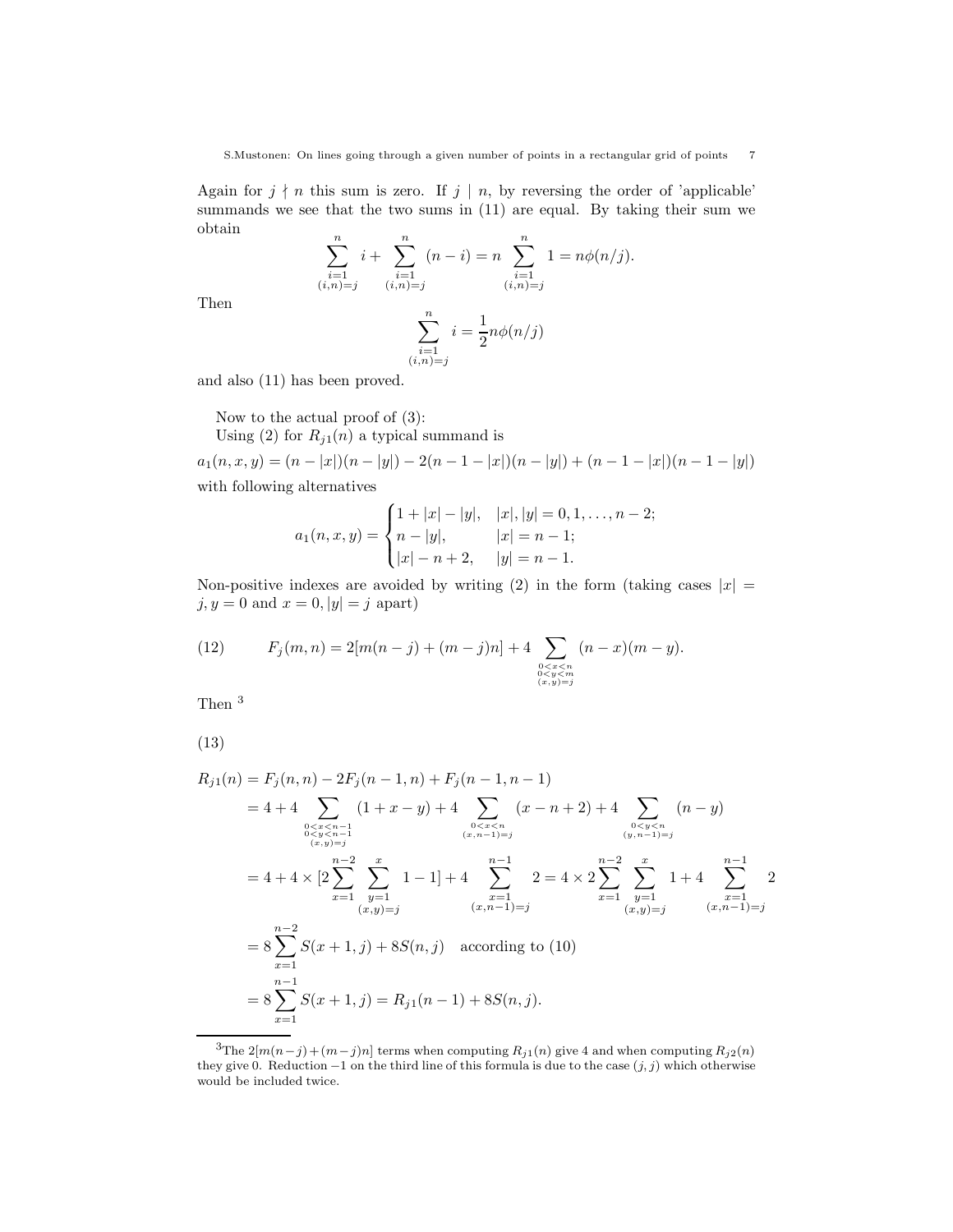Again for $j \nmid n$ this sum is zero. If $j \mid n$, by reversing the order of 'applicable' summands we see that the two sums in (11) are equal. By taking their sum we obtain

$$\sum_{\substack{i=1\\(i,n)=j}}^{n} i + \sum_{\substack{i=1\\(i,n)=j}}^{n} (n-i) = n \sum_{\substack{i=1\\(i,n)=j}}^{n} 1 = n\phi(n/j).$$

Then

$$\sum_{\substack{i=1\\(i,n)=j}}^{n} i = \frac{1}{2} n\phi(n/j)$$

and also (11) has been proved.

Now to the actual proof of (3):
Using (2) for $R_{j1}(n)$ a typical summand is

$$a_1(n,x,y) = (n-|x|)(n-|y|) - 2(n-1-|x|)(n-|y|) + (n-1-|x|)(n-1-|y|)$$

with following alternatives

$$a_1(n,x,y) = \begin{cases} 1+|x|-|y|, & |x|,|y| = 0,1,\ldots,n-2; \\ n-|y|, & |x| = n-1; \\ |x|-n+2, & |y| = n-1. \end{cases}$$

Non-positive indexes are avoided by writing (2) in the form (taking cases $|x| = j, y = 0$ and $x = 0, |y| = j$ apart)

$$F_j(m,n) = 2[m(n-j) + (m-j)n] + 4 \sum_{\substack{0<x<n\\0<y<m\\(x,y)=j}} (n-x)(m-y). \tag{12}$$

Then [3]

(13)

$$\begin{aligned}
R_{j1}(n) &= F_j(n,n) - 2F_j(n-1,n) + F_j(n-1,n-1) \\
&= 4 + 4 \sum_{\substack{0<x<n-1\\0<y<n-1\\(x,y)=j}} (1+x-y) + 4 \sum_{\substack{0<x<n\\(x,n-1)=j}} (x-n+2) + 4 \sum_{\substack{0<y<n\\(y,n-1)=j}} (n-y) \\
&= 4 + 4 \times [2 \sum_{x=1}^{n-2} \sum_{\substack{y=1\\(x,y)=j}}^{x} 1 - 1] + 4 \sum_{\substack{x=1\\(x,n-1)=j}}^{n-1} 2 = 4 \times 2 \sum_{x=1}^{n-2} \sum_{\substack{y=1\\(x,y)=j}}^{x} 1 + 4 \sum_{\substack{x=1\\(x,n-1)=j}}^{n-1} 2 \\
&= 8 \sum_{x=1}^{n-2} S(x+1,j) + 8S(n,j) \quad \text{according to (10)} \\
&= 8 \sum_{x=1}^{n-1} S(x+1,j) = R_{j1}(n-1) + 8S(n,j).
\end{aligned}$$

[3] The $2[m(n-j)+(m-j)n]$ terms when computing $R_{j1}(n)$ give 4 and when computing $R_{j2}(n)$ they give 0. Reduction $-1$ on the third line of this formula is due to the case $(j,j)$ which otherwise would be included twice.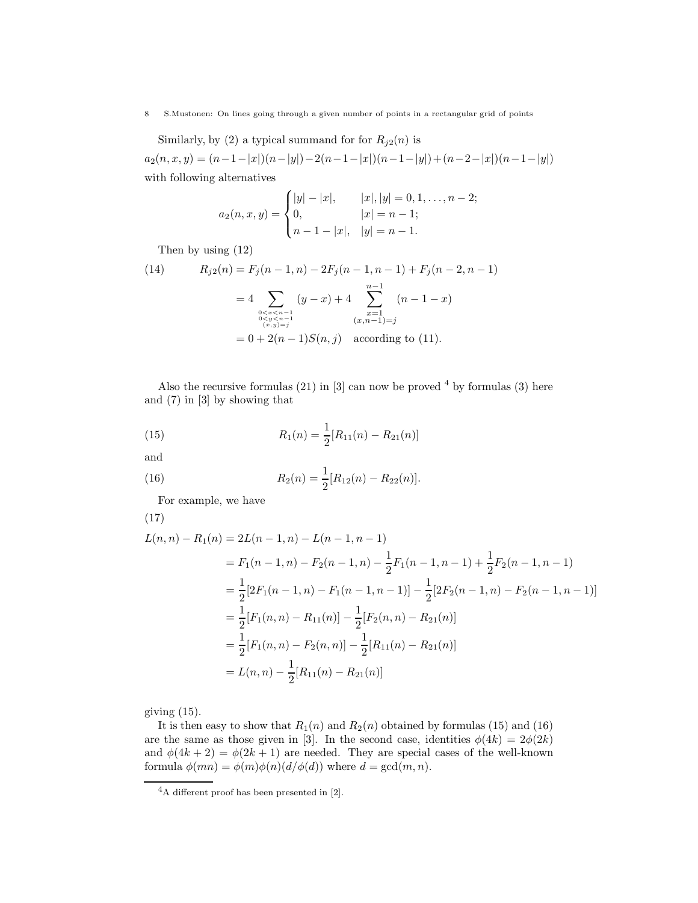Similarly, by (2) a typical summand for for $R_{j2}(n)$ is

$a_2(n,x,y) = (n-1-|x|)(n-|y|) - 2(n-1-|x|)(n-1-|y|) + (n-2-|x|)(n-1-|y|)$

with following alternatives

$$a_2(n,x,y) = \begin{cases} |y|-|x|, & |x|,|y| = 0,1,\dots,n-2; \\ 0, & |x| = n-1; \\ n-1-|x|, & |y| = n-1. \end{cases}$$

Then by using (12)

$$\begin{aligned} R_{j2}(n) &= F_j(n-1,n) - 2F_j(n-1,n-1) + F_j(n-2,n-1) \qquad (14) \\ &= 4 \sum_{\substack{0<x<n-1 \\ 0<y<n-1 \\ (x,y)=j}} (y-x) + 4 \sum_{\substack{x=1 \\ (x,n-1)=j}}^{n-1} (n-1-x) \\ &= 0 + 2(n-1)S(n,j) \quad \text{according to (11).} \end{aligned}$$

Also the recursive formulas (21) in [3] can now be proved [4] by formulas (3) here and (7) in [3] by showing that

$$R_1(n) = \frac{1}{2}[R_{11}(n) - R_{21}(n)] \qquad (15)$$

and

$$R_2(n) = \frac{1}{2}[R_{12}(n) - R_{22}(n)]. \qquad (16)$$

For example, we have

(17)

$$\begin{aligned} L(n,n) - R_1(n) &= 2L(n-1,n) - L(n-1,n-1) \\ &= F_1(n-1,n) - F_2(n-1,n) - \frac{1}{2}F_1(n-1,n-1) + \frac{1}{2}F_2(n-1,n-1) \\ &= \frac{1}{2}[2F_1(n-1,n) - F_1(n-1,n-1)] - \frac{1}{2}[2F_2(n-1,n) - F_2(n-1,n-1)] \\ &= \frac{1}{2}[F_1(n,n) - R_{11}(n)] - \frac{1}{2}[F_2(n,n) - R_{21}(n)] \\ &= \frac{1}{2}[F_1(n,n) - F_2(n,n)] - \frac{1}{2}[R_{11}(n) - R_{21}(n)] \\ &= L(n,n) - \frac{1}{2}[R_{11}(n) - R_{21}(n)] \end{aligned}$$

giving (15).

It is then easy to show that $R_1(n)$ and $R_2(n)$ obtained by formulas (15) and (16) are the same as those given in [3]. In the second case, identities $\phi(4k) = 2\phi(2k)$ and $\phi(4k+2) = \phi(2k+1)$ are needed. They are special cases of the well-known formula $\phi(mn) = \phi(m)\phi(n)(d/\phi(d))$ where $d = \gcd(m,n)$.

[4] A different proof has been presented in [2].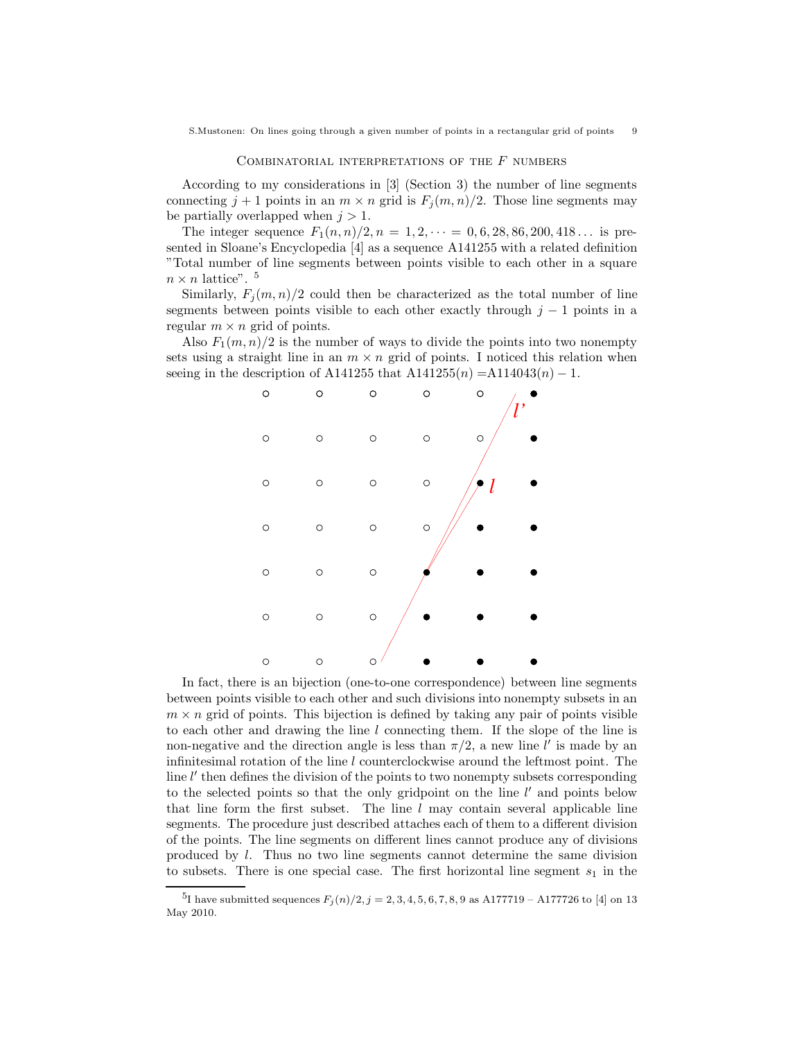## Combinatorial interpretations of the $F$ numbers

According to my considerations in [3] (Section 3) the number of line segments connecting $j+1$ points in an $m \times n$ grid is $F_j(m,n)/2$. Those line segments may be partially overlapped when $j > 1$.

The integer sequence $F_1(n,n)/2, n = 1,2,\cdots = 0,6,28,86,200,418\ldots$ is presented in Sloane's Encyclopedia [4] as a sequence A141255 with a related definition "Total number of line segments between points visible to each other in a square $n \times n$ lattice". [5]

Similarly, $F_j(m,n)/2$ could then be characterized as the total number of line segments between points visible to each other exactly through $j-1$ points in a regular $m \times n$ grid of points.

Also $F_1(m,n)/2$ is the number of ways to divide the points into two nonempty sets using a straight line in an $m \times n$ grid of points. I noticed this relation when seeing in the description of A141255 that A141255($n$) =A114043($n$) $-$ 1.

In fact, there is an bijection (one-to-one correspondence) between line segments between points visible to each other and such divisions into nonempty subsets in an $m \times n$ grid of points. This bijection is defined by taking any pair of points visible to each other and drawing the line $l$ connecting them. If the slope of the line is non-negative and the direction angle is less than $\pi/2$, a new line $l'$ is made by an infinitesimal rotation of the line $l$ counterclockwise around the leftmost point. The line $l'$ then defines the division of the points to two nonempty subsets corresponding to the selected points so that the only gridpoint on the line $l'$ and points below that line form the first subset. The line $l$ may contain several applicable line segments. The procedure just described attaches each of them to a different division of the points. The line segments on different lines cannot produce any of divisions produced by $l$. Thus no two line segments cannot determine the same division to subsets. There is one special case. The first horizontal line segment $s_1$ in the

---

[5] I have submitted sequences $F_j(n)/2, j = 2,3,4,5,6,7,8,9$ as A177719 – A177726 to [4] on 13 May 2010.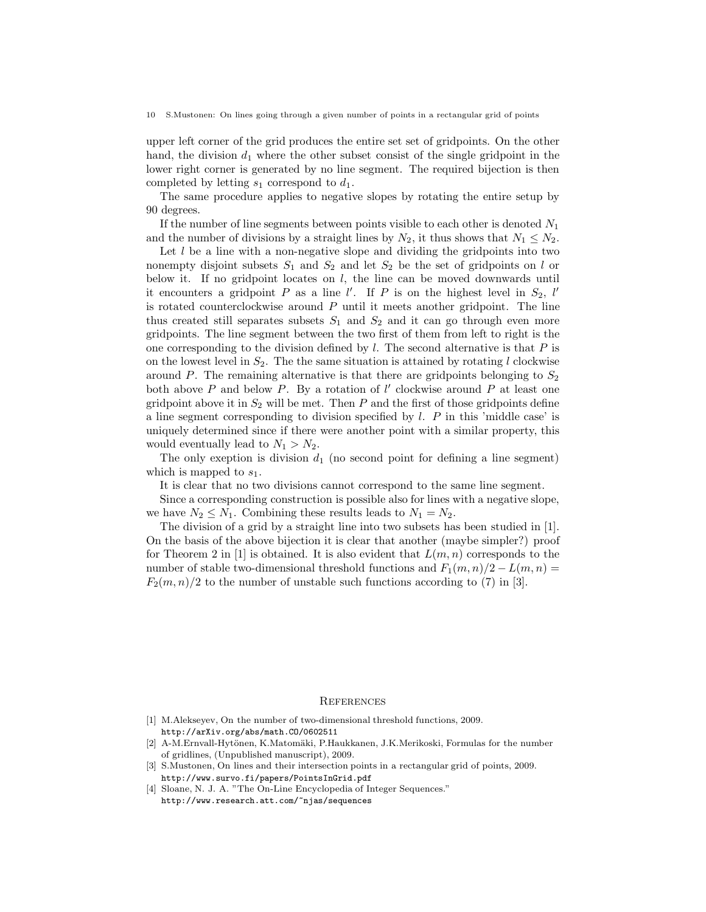upper left corner of the grid produces the entire set set of gridpoints. On the other hand, the division $d_1$ where the other subset consist of the single gridpoint in the lower right corner is generated by no line segment. The required bijection is then completed by letting $s_1$ correspond to $d_1$.

The same procedure applies to negative slopes by rotating the entire setup by 90 degrees.

If the number of line segments between points visible to each other is denoted $N_1$ and the number of divisions by a straight lines by $N_2$, it thus shows that $N_1 \leq N_2$.

Let $l$ be a line with a non-negative slope and dividing the gridpoints into two nonempty disjoint subsets $S_1$ and $S_2$ and let $S_2$ be the set of gridpoints on $l$ or below it. If no gridpoint locates on $l$, the line can be moved downwards until it encounters a gridpoint $P$ as a line $l'$. If $P$ is on the highest level in $S_2$, $l'$ is rotated counterclockwise around $P$ until it meets another gridpoint. The line thus created still separates subsets $S_1$ and $S_2$ and it can go through even more gridpoints. The line segment between the two first of them from left to right is the one corresponding to the division defined by $l$. The second alternative is that $P$ is on the lowest level in $S_2$. The the same situation is attained by rotating $l$ clockwise around $P$. The remaining alternative is that there are gridpoints belonging to $S_2$ both above $P$ and below $P$. By a rotation of $l'$ clockwise around $P$ at least one gridpoint above it in $S_2$ will be met. Then $P$ and the first of those gridpoints define a line segment corresponding to division specified by $l$. $P$ in this 'middle case' is uniquely determined since if there were another point with a similar property, this would eventually lead to $N_1 > N_2$.

The only exeption is division $d_1$ (no second point for defining a line segment) which is mapped to $s_1$.

It is clear that no two divisions cannot correspond to the same line segment.

Since a corresponding construction is possible also for lines with a negative slope, we have $N_2 \leq N_1$. Combining these results leads to $N_1 = N_2$.

The division of a grid by a straight line into two subsets has been studied in [1]. On the basis of the above bijection it is clear that another (maybe simpler?) proof for Theorem 2 in [1] is obtained. It is also evident that $L(m,n)$ corresponds to the number of stable two-dimensional threshold functions and $F_1(m,n)/2 - L(m,n) = F_2(m,n)/2$ to the number of unstable such functions according to (7) in [3].

## References

[1] M.Alekseyev, On the number of two-dimensional threshold functions, 2009. http://arXiv.org/abs/math.CO/0602511

[2] A-M.Ernvall-Hytönen, K.Matomäki, P.Haukkanen, J.K.Merikoski, Formulas for the number of gridlines, (Unpublished manuscript), 2009.

[3] S.Mustonen, On lines and their intersection points in a rectangular grid of points, 2009. http://www.survo.fi/papers/PointsInGrid.pdf

[4] Sloane, N. J. A. "The On-Line Encyclopedia of Integer Sequences." http://www.research.att.com/~njas/sequences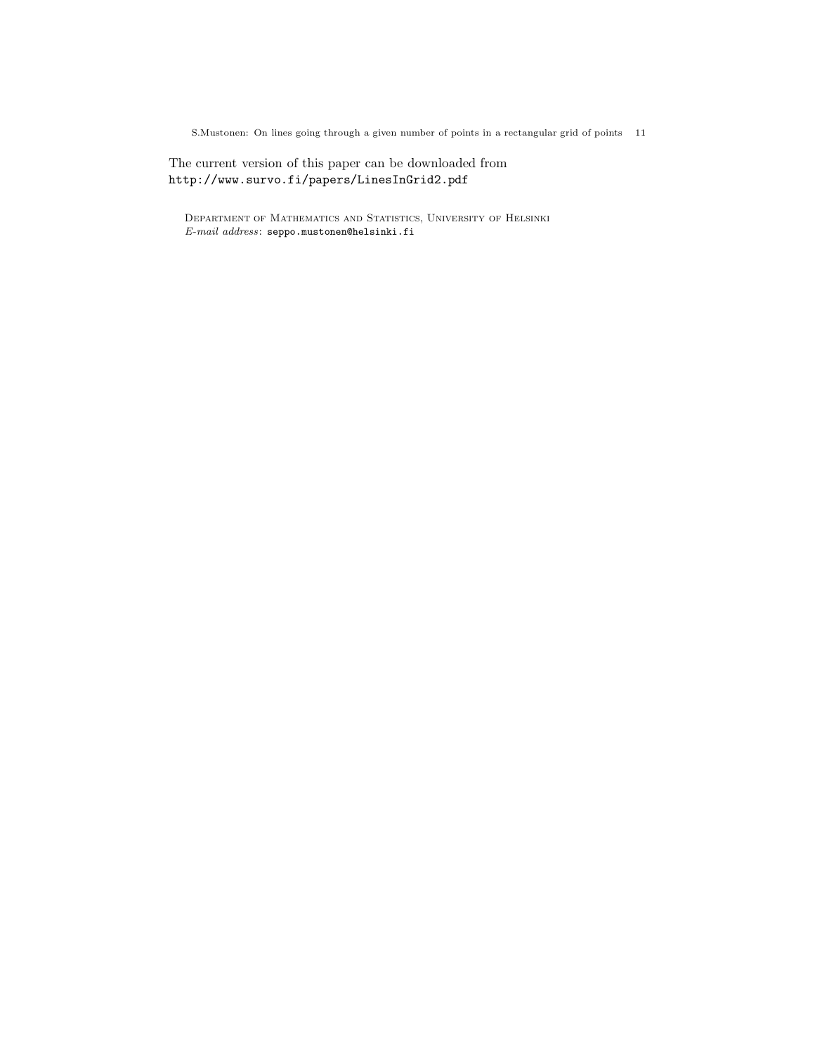The current version of this paper can be downloaded from
http://www.survo.fi/papers/LinesInGrid2.pdf

Department of Mathematics and Statistics, University of Helsinki
*E-mail address*: seppo.mustonen@helsinki.fi